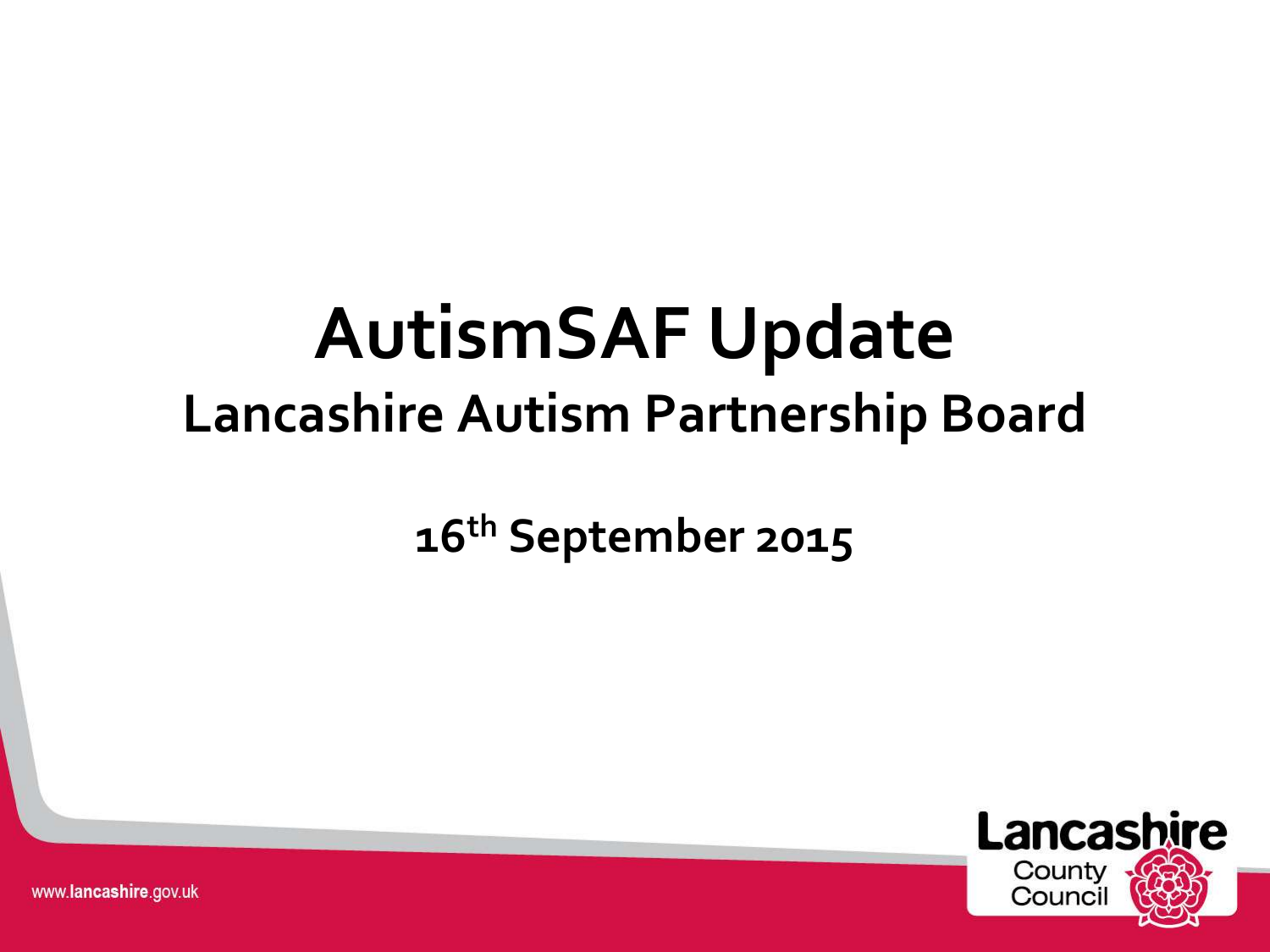# AutismSAF Update

## Lancashire Autism Partnership Board

**16th September 2015**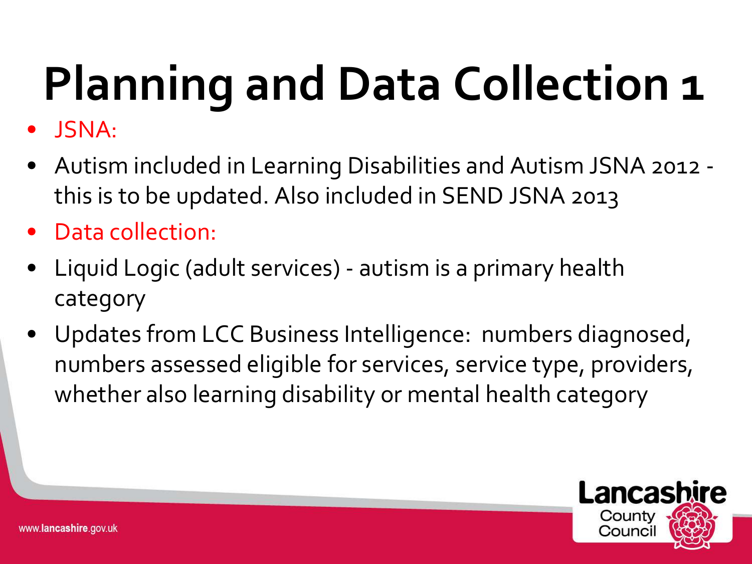# Planning and Data Collection 1

- JSNA:
- Autism included in Learning Disabilities and Autism JSNA 2012 - this is to be updated. Also included in SEND JSNA 2013
- Data collection:
- Liquid Logic (adult services) - autism is a primary health category
- Updates from LCC Business Intelligence: numbers diagnosed, numbers assessed eligible for services, service type, providers, whether also learning disability or mental health category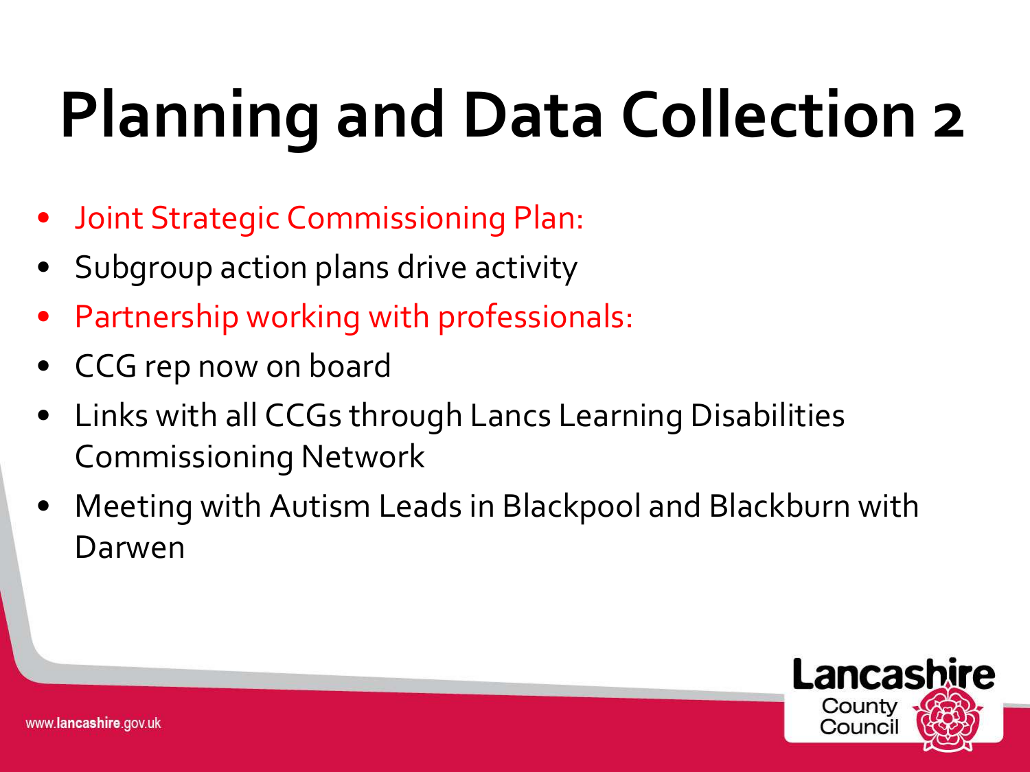# Planning and Data Collection 2

- Joint Strategic Commissioning Plan:
- Subgroup action plans drive activity
- Partnership working with professionals:
- CCG rep now on board
- Links with all CCGs through Lancs Learning Disabilities Commissioning Network
- Meeting with Autism Leads in Blackpool and Blackburn with Darwen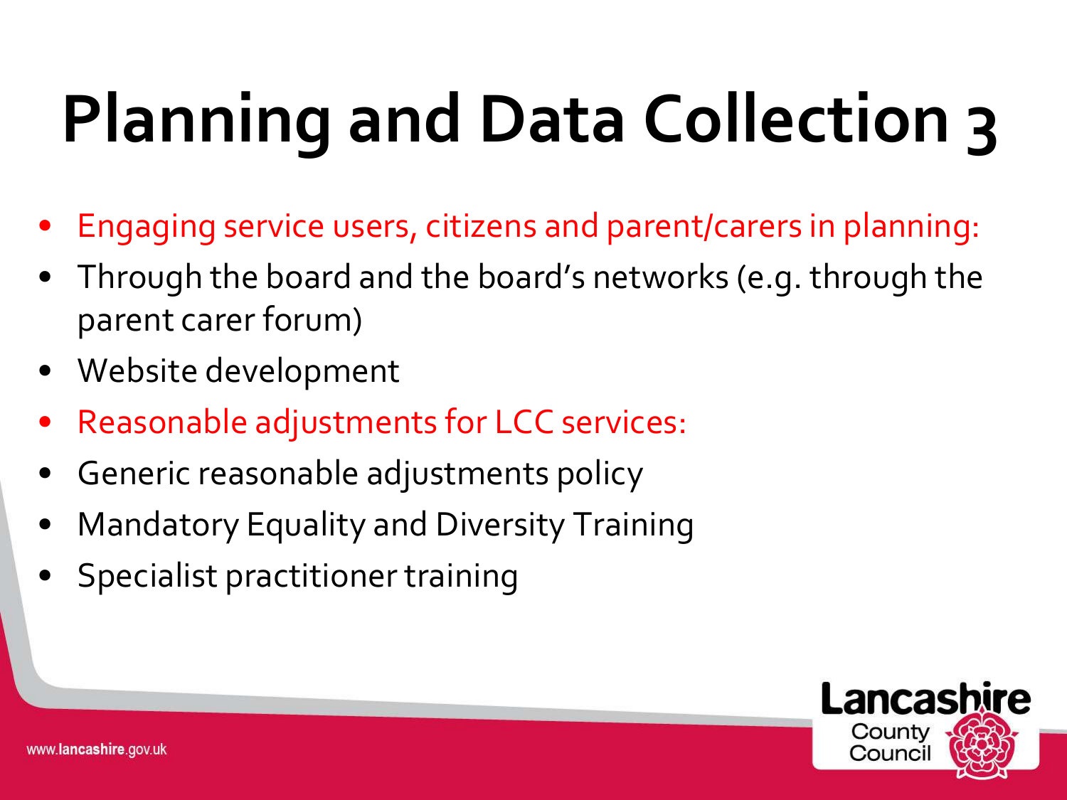# Planning and Data Collection 3

- Engaging service users, citizens and parent/carers in planning:
- Through the board and the board's networks (e.g. through the parent carer forum)
- Website development
- Reasonable adjustments for LCC services:
- Generic reasonable adjustments policy
- Mandatory Equality and Diversity Training
- Specialist practitioner training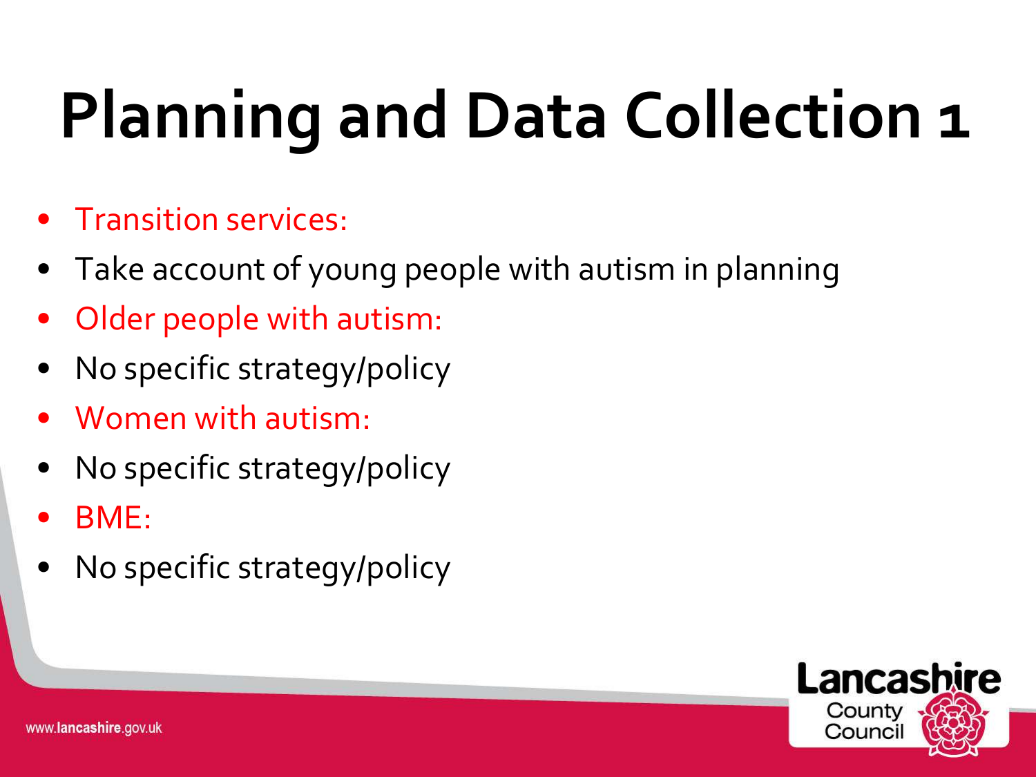# Planning and Data Collection 1

- Transition services:
- Take account of young people with autism in planning
- Older people with autism:
- No specific strategy/policy
- Women with autism:
- No specific strategy/policy
- BME:
- No specific strategy/policy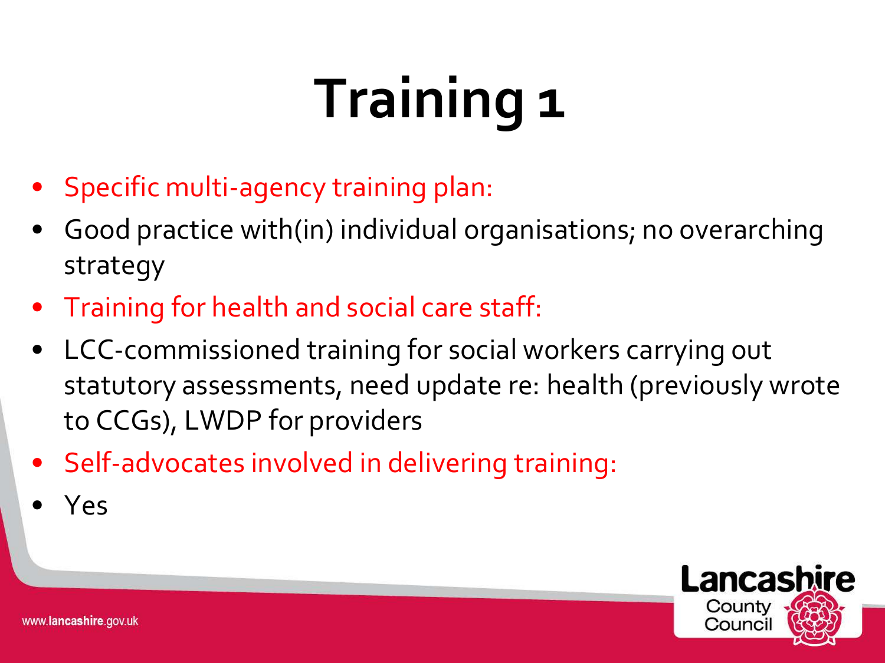# Training 1

- Specific multi-agency training plan:
- Good practice with(in) individual organisations; no overarching strategy
- Training for health and social care staff:
- LCC-commissioned training for social workers carrying out statutory assessments, need update re: health (previously wrote to CCGs), LWDP for providers
- Self-advocates involved in delivering training:
- Yes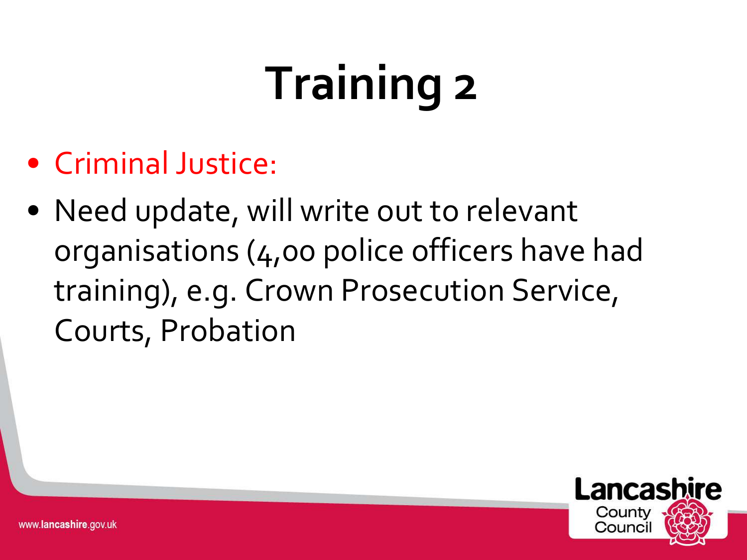# Training 2

- Criminal Justice:
- Need update, will write out to relevant organisations (4,00 police officers have had training), e.g. Crown Prosecution Service, Courts, Probation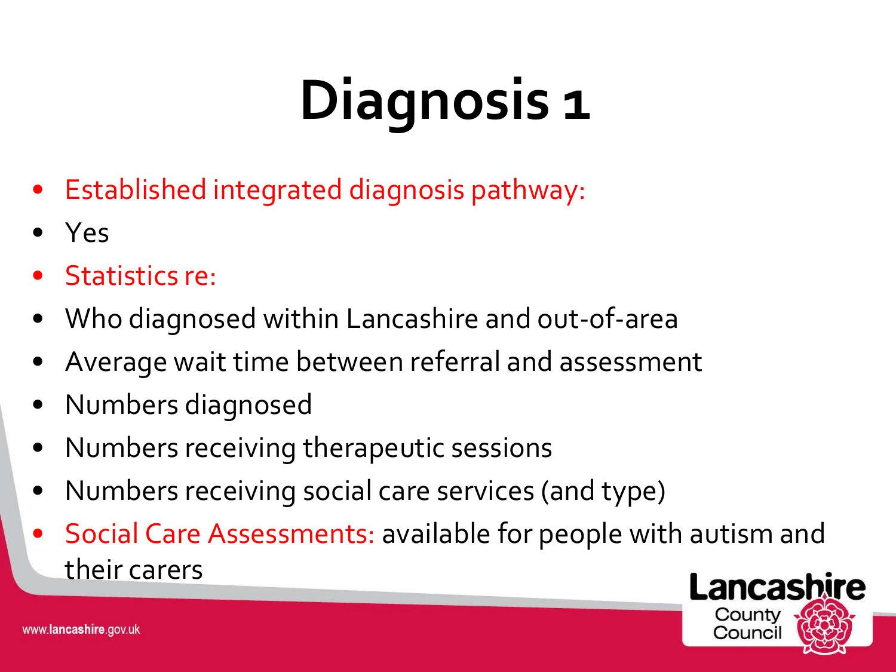# Diagnosis 1

- Established integrated diagnosis pathway:
- Yes
- Statistics re:
- Who diagnosed within Lancashire and out-of-area
- Average wait time between referral and assessment
- Numbers diagnosed
- Numbers receiving therapeutic sessions
- Numbers receiving social care services (and type)
- Social Care Assessments: available for people with autism and their carers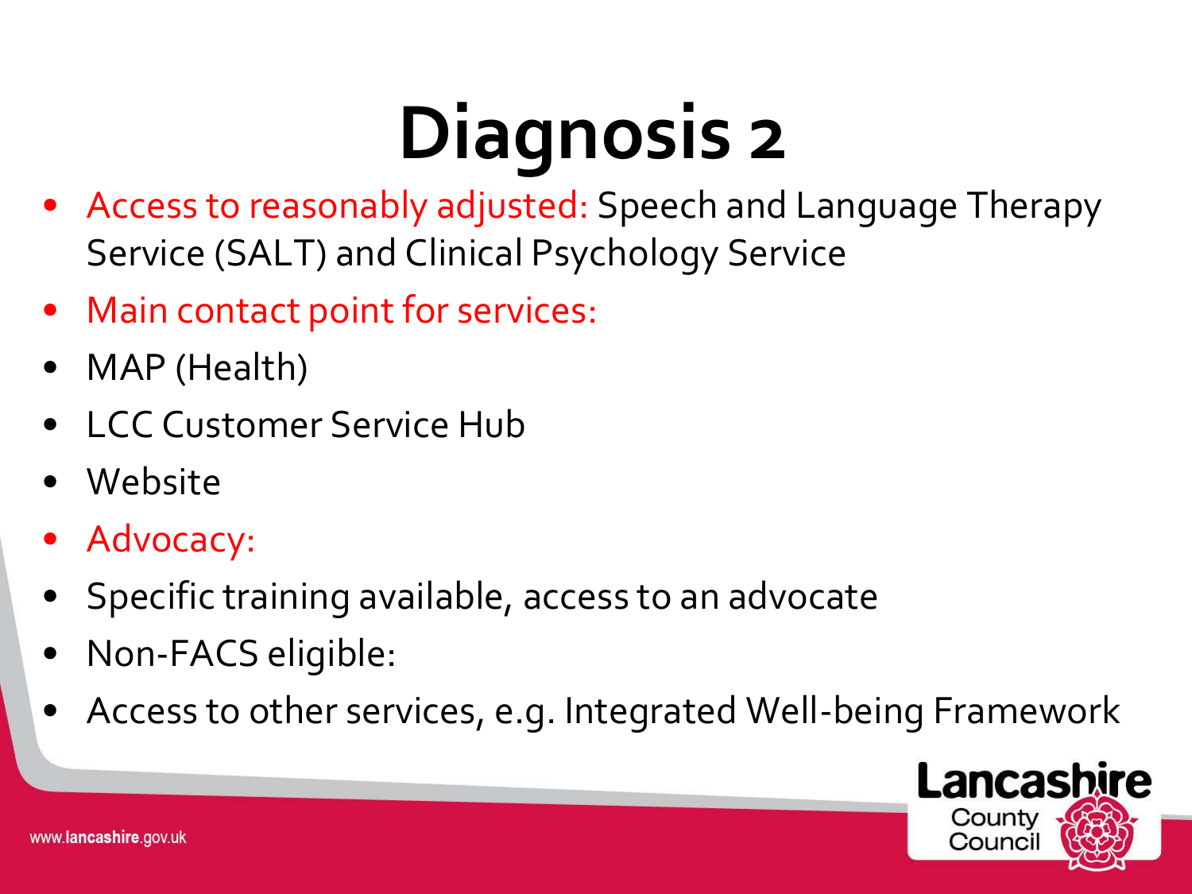# Diagnosis 2

- Access to reasonably adjusted: Speech and Language Therapy Service (SALT) and Clinical Psychology Service
- Main contact point for services:
- MAP (Health)
- LCC Customer Service Hub
- Website
- Advocacy:
- Specific training available, access to an advocate
- Non-FACS eligible:
- Access to other services, e.g. Integrated Well-being Framework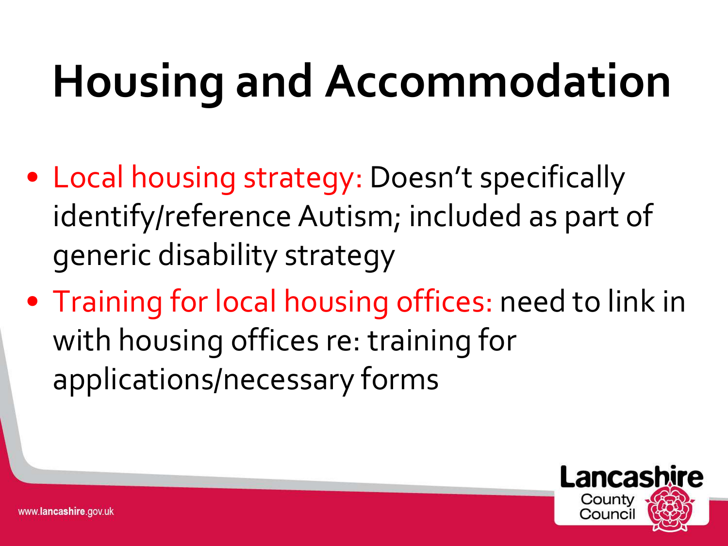# Housing and Accommodation

- Local housing strategy: Doesn't specifically identify/reference Autism; included as part of generic disability strategy
- Training for local housing offices: need to link in with housing offices re: training for applications/necessary forms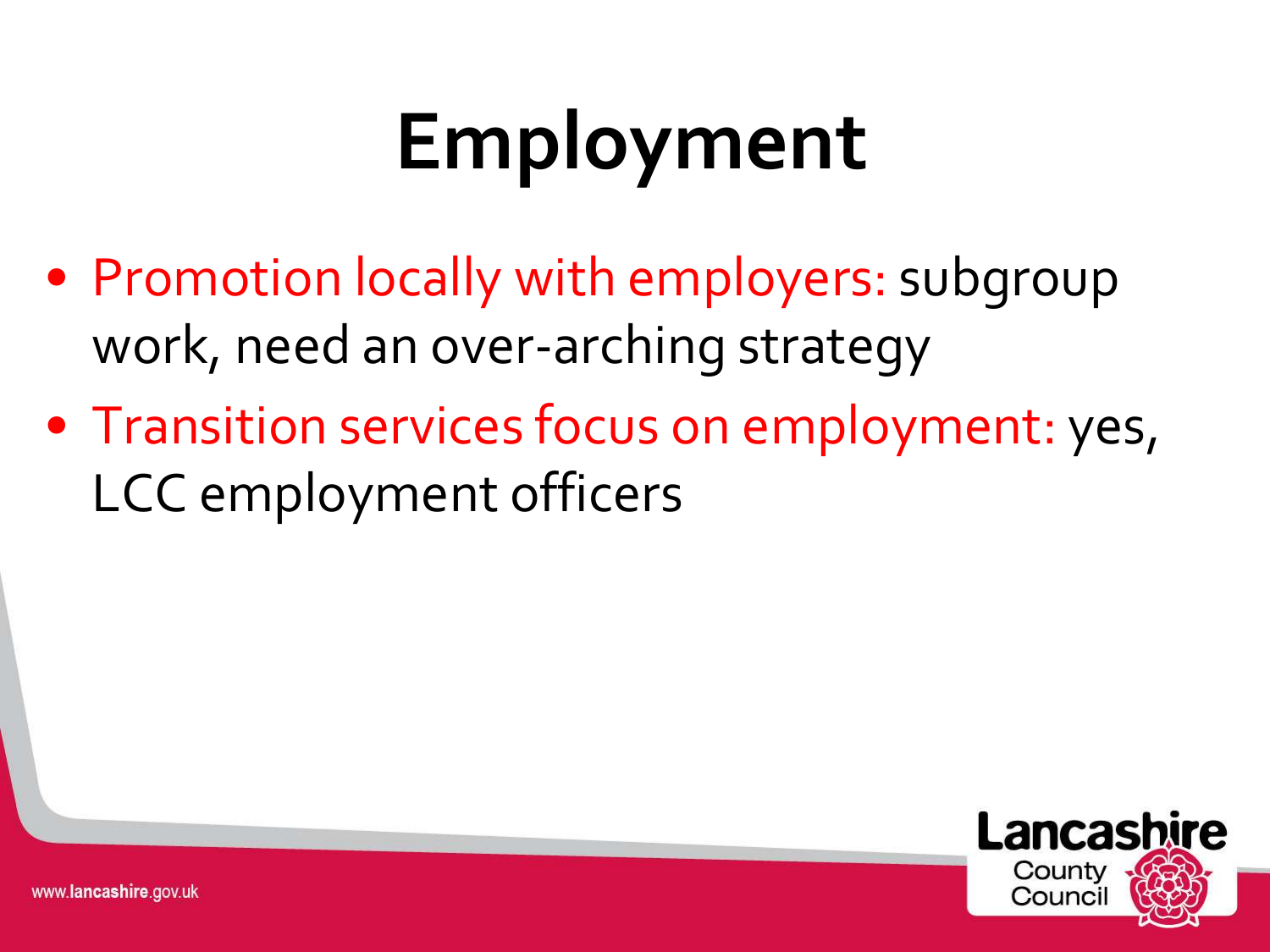# Employment

- Promotion locally with employers: subgroup work, need an over-arching strategy
- Transition services focus on employment: yes, LCC employment officers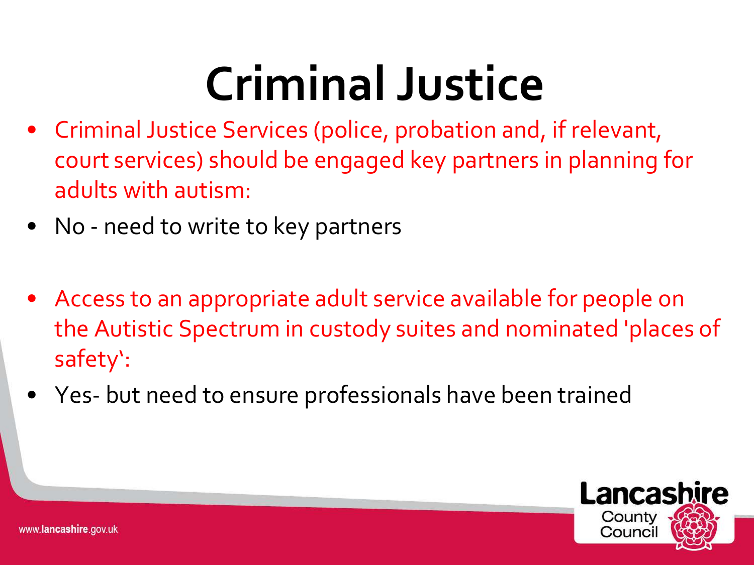# Criminal Justice

- Criminal Justice Services (police, probation and, if relevant, court services) should be engaged key partners in planning for adults with autism:
- No - need to write to key partners

- Access to an appropriate adult service available for people on the Autistic Spectrum in custody suites and nominated 'places of safety':
- Yes- but need to ensure professionals have been trained